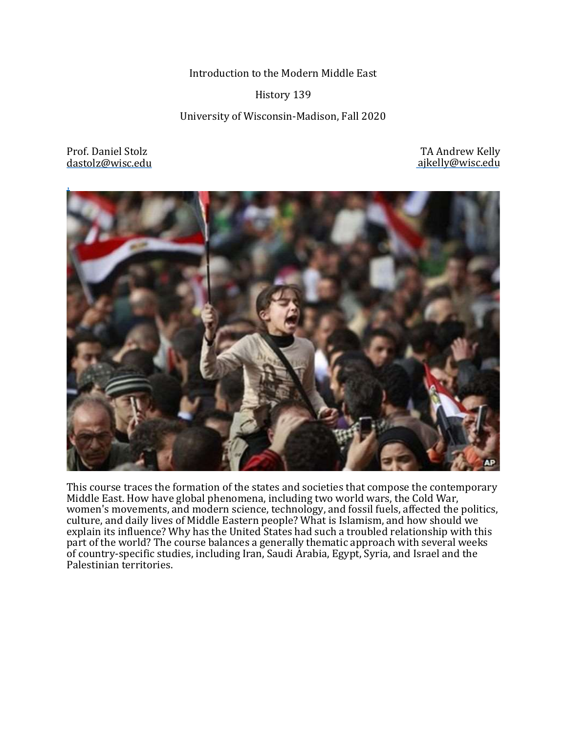Introduction to the Modern Middle East

History 139

University of Wisconsin-Madison, Fall 2020

Prof. Daniel Stolz
dastolz@wisc.edu

TA Andrew Kelly
ajkelly@wisc.edu

This course traces the formation of the states and societies that compose the contemporary Middle East. How have global phenomena, including two world wars, the Cold War, women's movements, and modern science, technology, and fossil fuels, affected the politics, culture, and daily lives of Middle Eastern people? What is Islamism, and how should we explain its influence? Why has the United States had such a troubled relationship with this part of the world? The course balances a generally thematic approach with several weeks of country-specific studies, including Iran, Saudi Arabia, Egypt, Syria, and Israel and the Palestinian territories.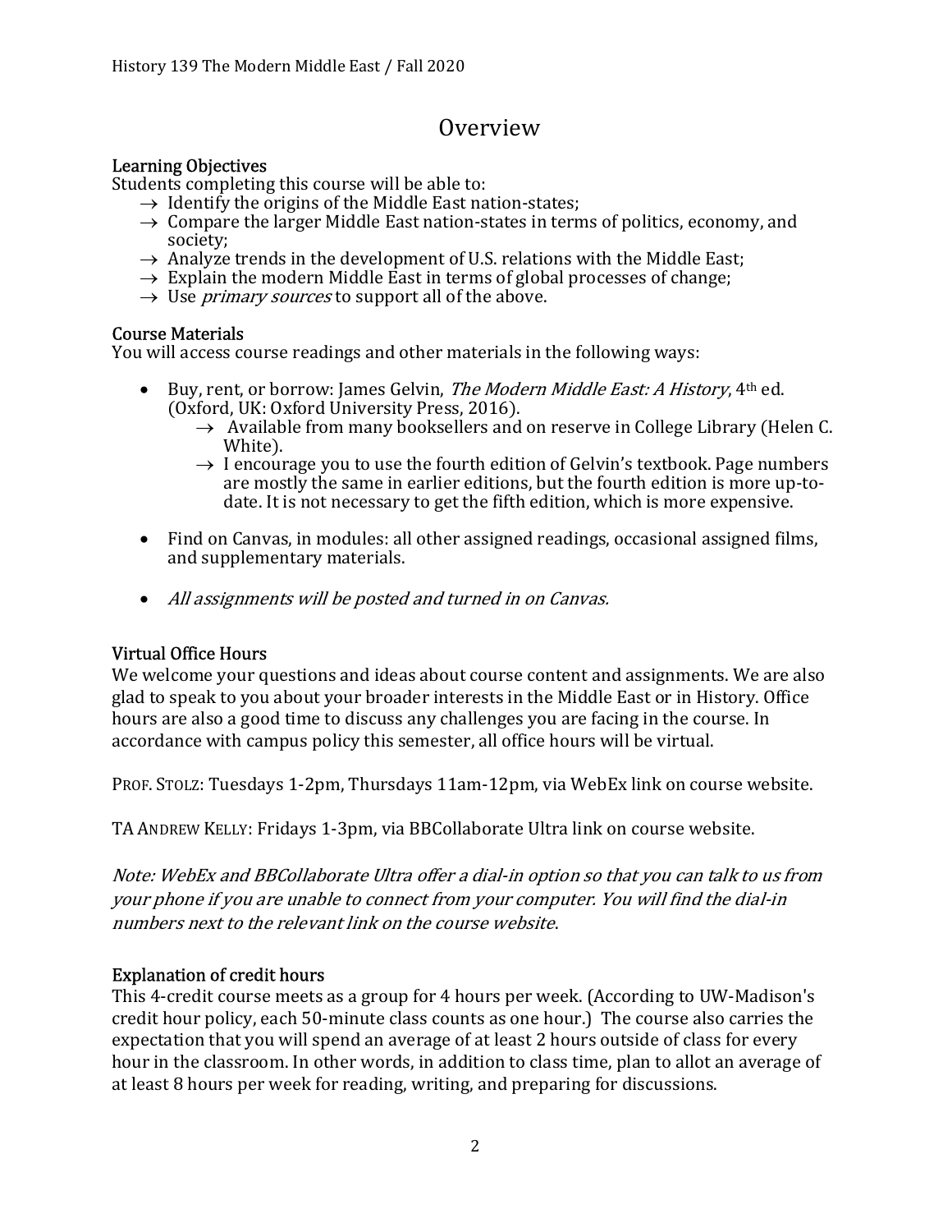# Overview

## Learning Objectives

Students completing this course will be able to:

- → Identify the origins of the Middle East nation-states;
- → Compare the larger Middle East nation-states in terms of politics, economy, and society;
- → Analyze trends in the development of U.S. relations with the Middle East;
- → Explain the modern Middle East in terms of global processes of change;
- → Use *primary sources* to support all of the above.

## Course Materials

You will access course readings and other materials in the following ways:

- Buy, rent, or borrow: James Gelvin, *The Modern Middle East: A History*, 4th ed. (Oxford, UK: Oxford University Press, 2016).
  - → Available from many booksellers and on reserve in College Library (Helen C. White).
  - → I encourage you to use the fourth edition of Gelvin's textbook. Page numbers are mostly the same in earlier editions, but the fourth edition is more up-to-date. It is not necessary to get the fifth edition, which is more expensive.
- Find on Canvas, in modules: all other assigned readings, occasional assigned films, and supplementary materials.
- *All assignments will be posted and turned in on Canvas.*

## Virtual Office Hours

We welcome your questions and ideas about course content and assignments. We are also glad to speak to you about your broader interests in the Middle East or in History. Office hours are also a good time to discuss any challenges you are facing in the course. In accordance with campus policy this semester, all office hours will be virtual.

PROF. STOLZ: Tuesdays 1-2pm, Thursdays 11am-12pm, via WebEx link on course website.

TA ANDREW KELLY: Fridays 1-3pm, via BBCollaborate Ultra link on course website.

*Note: WebEx and BBCollaborate Ultra offer a dial-in option so that you can talk to us from your phone if you are unable to connect from your computer. You will find the dial-in numbers next to the relevant link on the course website.*

## Explanation of credit hours

This 4-credit course meets as a group for 4 hours per week. (According to UW-Madison's credit hour policy, each 50-minute class counts as one hour.) The course also carries the expectation that you will spend an average of at least 2 hours outside of class for every hour in the classroom. In other words, in addition to class time, plan to allot an average of at least 8 hours per week for reading, writing, and preparing for discussions.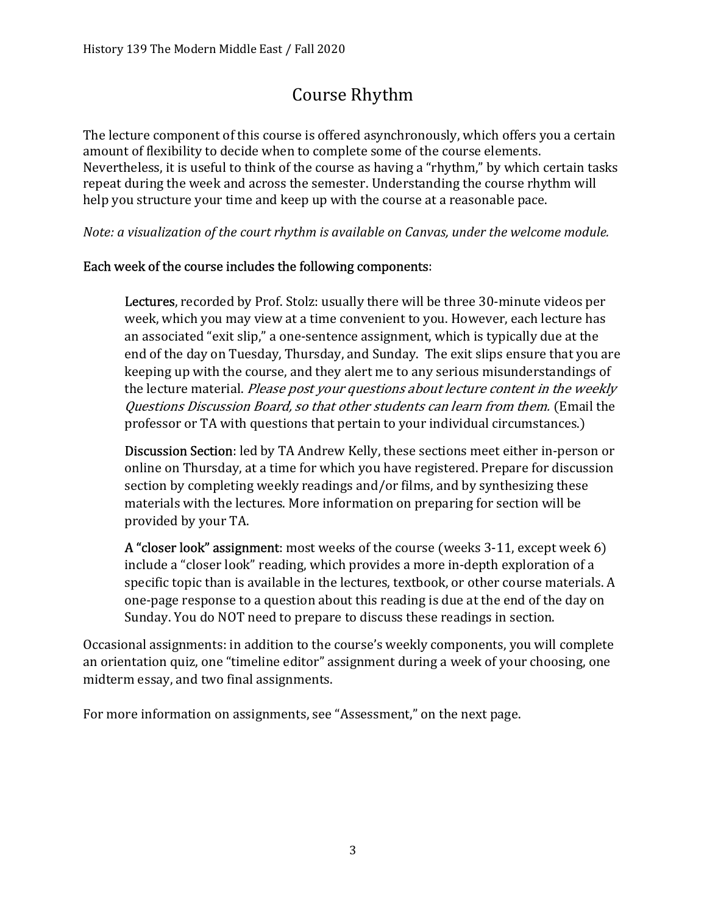# Course Rhythm

The lecture component of this course is offered asynchronously, which offers you a certain amount of flexibility to decide when to complete some of the course elements. Nevertheless, it is useful to think of the course as having a "rhythm," by which certain tasks repeat during the week and across the semester. Understanding the course rhythm will help you structure your time and keep up with the course at a reasonable pace.

*Note: a visualization of the court rhythm is available on Canvas, under the welcome module.*

Each week of the course includes the following components:

> Lectures, recorded by Prof. Stolz: usually there will be three 30-minute videos per week, which you may view at a time convenient to you. However, each lecture has an associated "exit slip," a one-sentence assignment, which is typically due at the end of the day on Tuesday, Thursday, and Sunday. The exit slips ensure that you are keeping up with the course, and they alert me to any serious misunderstandings of the lecture material. *Please post your questions about lecture content in the weekly Questions Discussion Board, so that other students can learn from them.* (Email the professor or TA with questions that pertain to your individual circumstances.)
>
> Discussion Section: led by TA Andrew Kelly, these sections meet either in-person or online on Thursday, at a time for which you have registered. Prepare for discussion section by completing weekly readings and/or films, and by synthesizing these materials with the lectures. More information on preparing for section will be provided by your TA.
>
> A "closer look" assignment: most weeks of the course (weeks 3-11, except week 6) include a "closer look" reading, which provides a more in-depth exploration of a specific topic than is available in the lectures, textbook, or other course materials. A one-page response to a question about this reading is due at the end of the day on Sunday. You do NOT need to prepare to discuss these readings in section.

Occasional assignments: in addition to the course's weekly components, you will complete an orientation quiz, one "timeline editor" assignment during a week of your choosing, one midterm essay, and two final assignments.

For more information on assignments, see "Assessment," on the next page.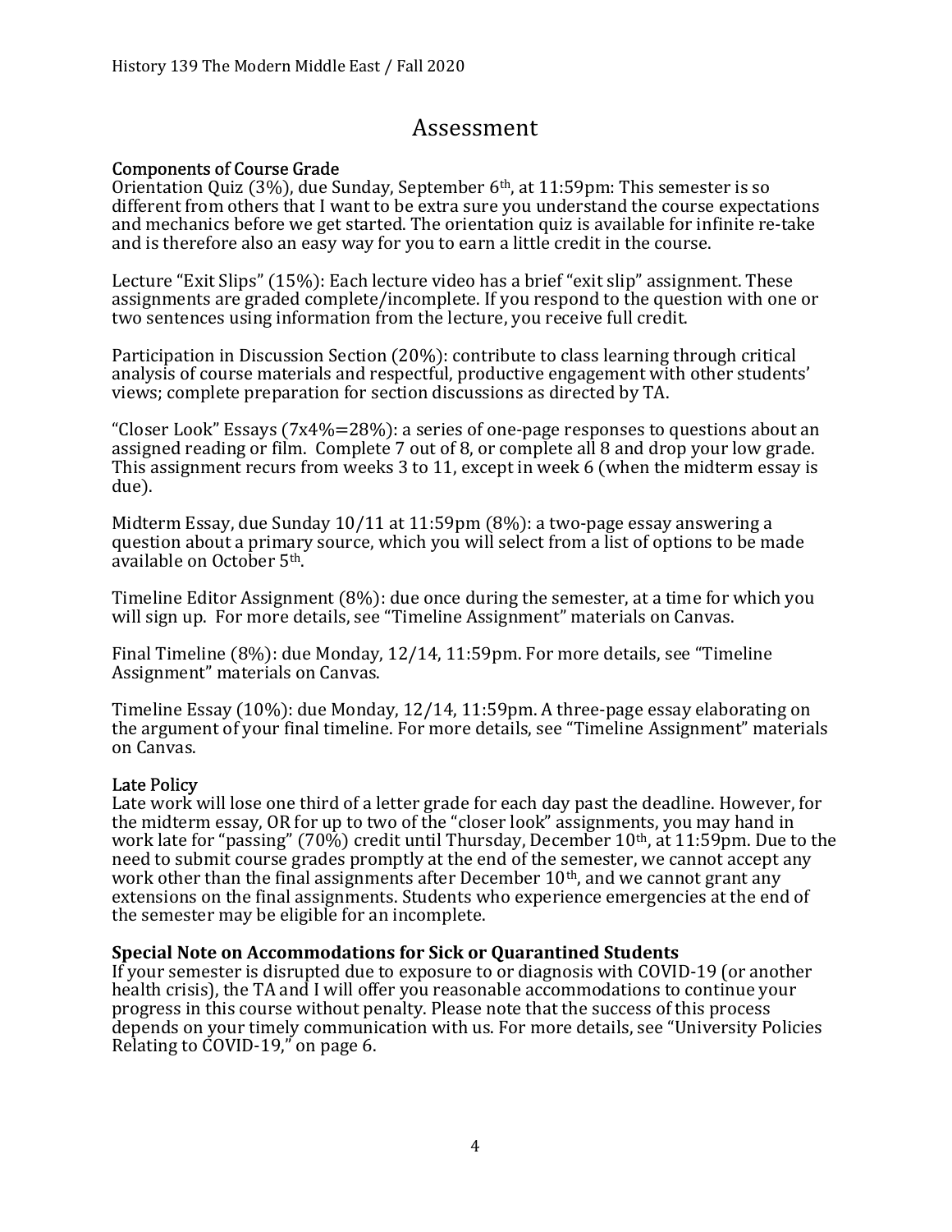# Assessment

## Components of Course Grade

Orientation Quiz (3%), due Sunday, September 6th, at 11:59pm: This semester is so different from others that I want to be extra sure you understand the course expectations and mechanics before we get started. The orientation quiz is available for infinite re-take and is therefore also an easy way for you to earn a little credit in the course.

Lecture "Exit Slips" (15%): Each lecture video has a brief "exit slip" assignment. These assignments are graded complete/incomplete. If you respond to the question with one or two sentences using information from the lecture, you receive full credit.

Participation in Discussion Section (20%): contribute to class learning through critical analysis of course materials and respectful, productive engagement with other students' views; complete preparation for section discussions as directed by TA.

"Closer Look" Essays (7x4%=28%): a series of one-page responses to questions about an assigned reading or film. Complete 7 out of 8, or complete all 8 and drop your low grade. This assignment recurs from weeks 3 to 11, except in week 6 (when the midterm essay is due).

Midterm Essay, due Sunday 10/11 at 11:59pm (8%): a two-page essay answering a question about a primary source, which you will select from a list of options to be made available on October 5th.

Timeline Editor Assignment (8%): due once during the semester, at a time for which you will sign up. For more details, see "Timeline Assignment" materials on Canvas.

Final Timeline (8%): due Monday, 12/14, 11:59pm. For more details, see "Timeline Assignment" materials on Canvas.

Timeline Essay (10%): due Monday, 12/14, 11:59pm. A three-page essay elaborating on the argument of your final timeline. For more details, see "Timeline Assignment" materials on Canvas.

## Late Policy

Late work will lose one third of a letter grade for each day past the deadline. However, for the midterm essay, OR for up to two of the "closer look" assignments, you may hand in work late for "passing" (70%) credit until Thursday, December 10th, at 11:59pm. Due to the need to submit course grades promptly at the end of the semester, we cannot accept any work other than the final assignments after December 10th, and we cannot grant any extensions on the final assignments. Students who experience emergencies at the end of the semester may be eligible for an incomplete.

## Special Note on Accommodations for Sick or Quarantined Students

If your semester is disrupted due to exposure to or diagnosis with COVID-19 (or another health crisis), the TA and I will offer you reasonable accommodations to continue your progress in this course without penalty. Please note that the success of this process depends on your timely communication with us. For more details, see "University Policies Relating to COVID-19," on page 6.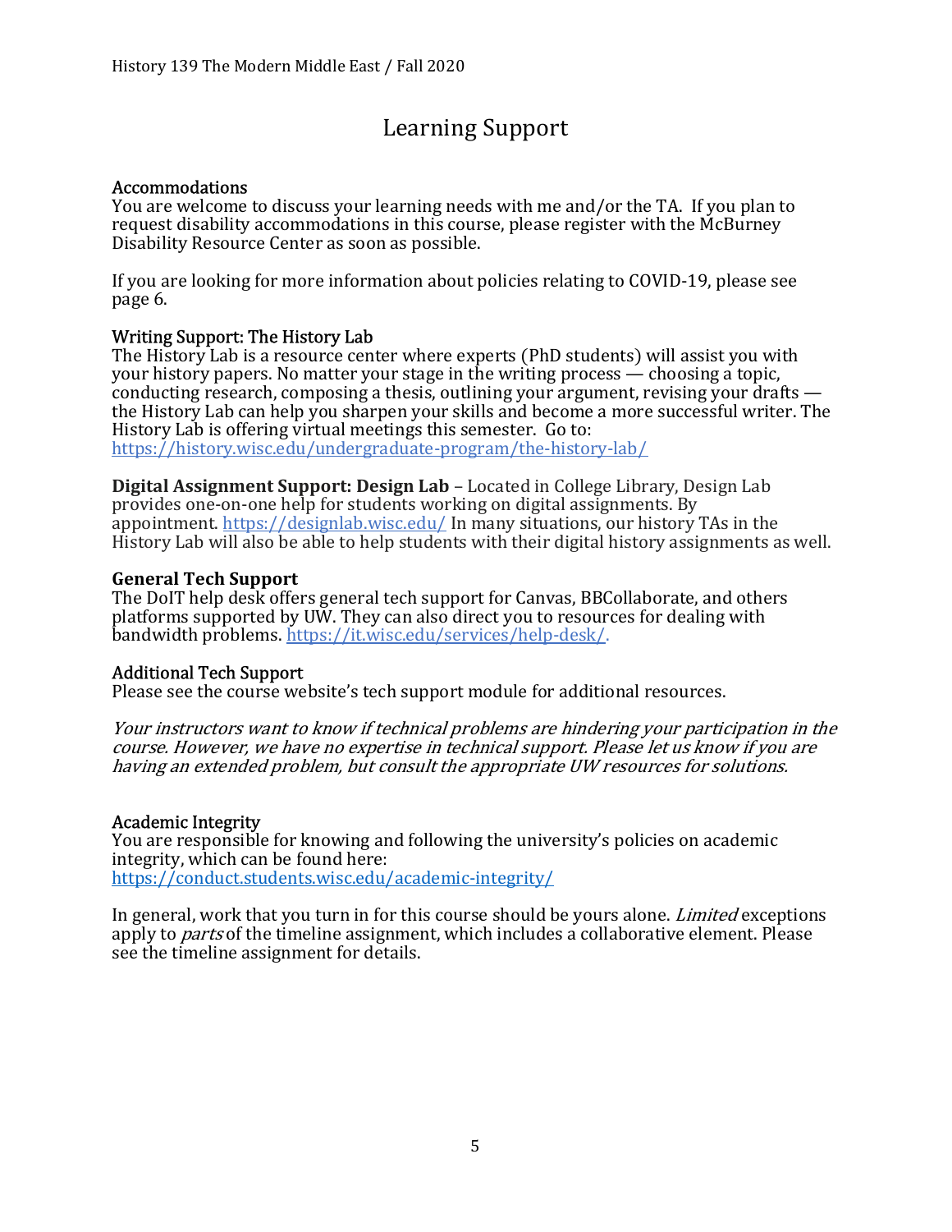# Learning Support

### Accommodations

You are welcome to discuss your learning needs with me and/or the TA. If you plan to request disability accommodations in this course, please register with the McBurney Disability Resource Center as soon as possible.

If you are looking for more information about policies relating to COVID-19, please see page 6.

### Writing Support: The History Lab

The History Lab is a resource center where experts (PhD students) will assist you with your history papers. No matter your stage in the writing process — choosing a topic, conducting research, composing a thesis, outlining your argument, revising your drafts — the History Lab can help you sharpen your skills and become a more successful writer. The History Lab is offering virtual meetings this semester. Go to: https://history.wisc.edu/undergraduate-program/the-history-lab/

**Digital Assignment Support: Design Lab** – Located in College Library, Design Lab provides one-on-one help for students working on digital assignments. By appointment. https://designlab.wisc.edu/ In many situations, our history TAs in the History Lab will also be able to help students with their digital history assignments as well.

### General Tech Support

The DoIT help desk offers general tech support for Canvas, BBCollaborate, and others platforms supported by UW. They can also direct you to resources for dealing with bandwidth problems. https://it.wisc.edu/services/help-desk/.

### Additional Tech Support

Please see the course website's tech support module for additional resources.

*Your instructors want to know if technical problems are hindering your participation in the course. However, we have no expertise in technical support. Please let us know if you are having an extended problem, but consult the appropriate UW resources for solutions.*

### Academic Integrity

You are responsible for knowing and following the university's policies on academic integrity, which can be found here: https://conduct.students.wisc.edu/academic-integrity/

In general, work that you turn in for this course should be yours alone. *Limited* exceptions apply to *parts* of the timeline assignment, which includes a collaborative element. Please see the timeline assignment for details.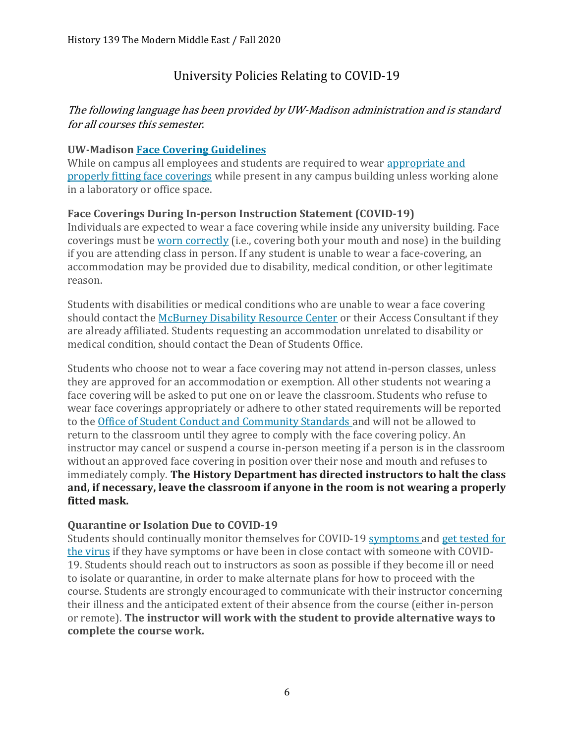# University Policies Relating to COVID-19

*The following language has been provided by UW-Madison administration and is standard for all courses this semester.*

**UW-Madison Face Covering Guidelines**
While on campus all employees and students are required to wear appropriate and properly fitting face coverings while present in any campus building unless working alone in a laboratory or office space.

**Face Coverings During In-person Instruction Statement (COVID-19)**
Individuals are expected to wear a face covering while inside any university building. Face coverings must be worn correctly (i.e., covering both your mouth and nose) in the building if you are attending class in person. If any student is unable to wear a face-covering, an accommodation may be provided due to disability, medical condition, or other legitimate reason.

Students with disabilities or medical conditions who are unable to wear a face covering should contact the McBurney Disability Resource Center or their Access Consultant if they are already affiliated. Students requesting an accommodation unrelated to disability or medical condition, should contact the Dean of Students Office.

Students who choose not to wear a face covering may not attend in-person classes, unless they are approved for an accommodation or exemption. All other students not wearing a face covering will be asked to put one on or leave the classroom. Students who refuse to wear face coverings appropriately or adhere to other stated requirements will be reported to the Office of Student Conduct and Community Standards and will not be allowed to return to the classroom until they agree to comply with the face covering policy. An instructor may cancel or suspend a course in-person meeting if a person is in the classroom without an approved face covering in position over their nose and mouth and refuses to immediately comply. **The History Department has directed instructors to halt the class and, if necessary, leave the classroom if anyone in the room is not wearing a properly fitted mask.**

**Quarantine or Isolation Due to COVID-19**
Students should continually monitor themselves for COVID-19 symptoms and get tested for the virus if they have symptoms or have been in close contact with someone with COVID-19. Students should reach out to instructors as soon as possible if they become ill or need to isolate or quarantine, in order to make alternate plans for how to proceed with the course. Students are strongly encouraged to communicate with their instructor concerning their illness and the anticipated extent of their absence from the course (either in-person or remote). **The instructor will work with the student to provide alternative ways to complete the course work.**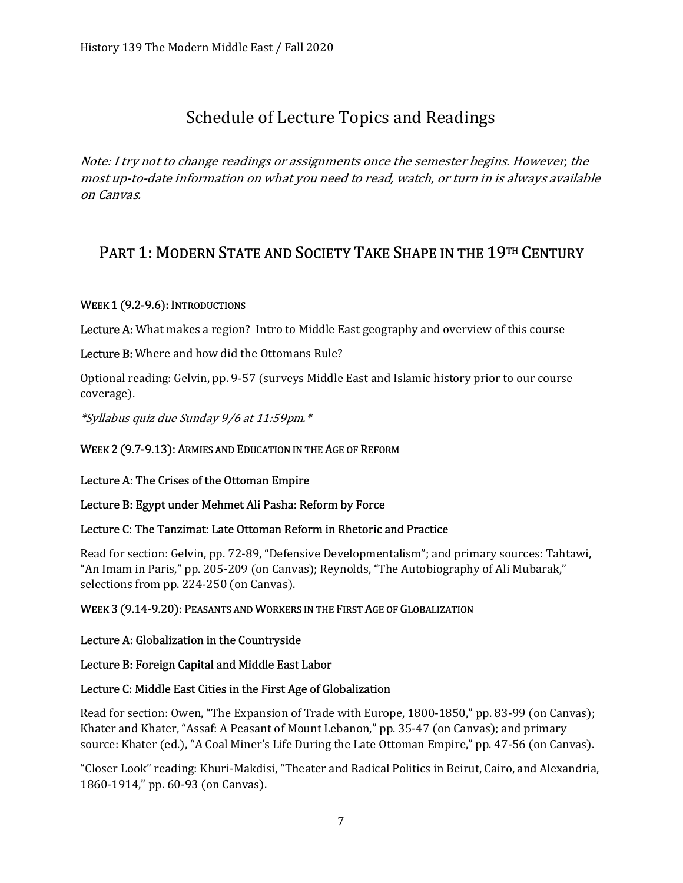# Schedule of Lecture Topics and Readings

*Note: I try not to change readings or assignments once the semester begins. However, the most up-to-date information on what you need to read, watch, or turn in is always available on Canvas.*

## PART 1: MODERN STATE AND SOCIETY TAKE SHAPE IN THE 19TH CENTURY

### WEEK 1 (9.2-9.6): INTRODUCTIONS

**Lecture A:** What makes a region? Intro to Middle East geography and overview of this course

**Lecture B:** Where and how did the Ottomans Rule?

Optional reading: Gelvin, pp. 9-57 (surveys Middle East and Islamic history prior to our course coverage).

*\*Syllabus quiz due Sunday 9/6 at 11:59pm.\**

### WEEK 2 (9.7-9.13): ARMIES AND EDUCATION IN THE AGE OF REFORM

**Lecture A: The Crises of the Ottoman Empire**

**Lecture B: Egypt under Mehmet Ali Pasha: Reform by Force**

**Lecture C: The Tanzimat: Late Ottoman Reform in Rhetoric and Practice**

Read for section: Gelvin, pp. 72-89, "Defensive Developmentalism"; and primary sources: Tahtawi, "An Imam in Paris," pp. 205-209 (on Canvas); Reynolds, "The Autobiography of Ali Mubarak," selections from pp. 224-250 (on Canvas).

### WEEK 3 (9.14-9.20): PEASANTS AND WORKERS IN THE FIRST AGE OF GLOBALIZATION

**Lecture A: Globalization in the Countryside**

**Lecture B: Foreign Capital and Middle East Labor**

**Lecture C: Middle East Cities in the First Age of Globalization**

Read for section: Owen, "The Expansion of Trade with Europe, 1800-1850," pp. 83-99 (on Canvas); Khater and Khater, "Assaf: A Peasant of Mount Lebanon," pp. 35-47 (on Canvas); and primary source: Khater (ed.), "A Coal Miner's Life During the Late Ottoman Empire," pp. 47-56 (on Canvas).

"Closer Look" reading: Khuri-Makdisi, "Theater and Radical Politics in Beirut, Cairo, and Alexandria, 1860-1914," pp. 60-93 (on Canvas).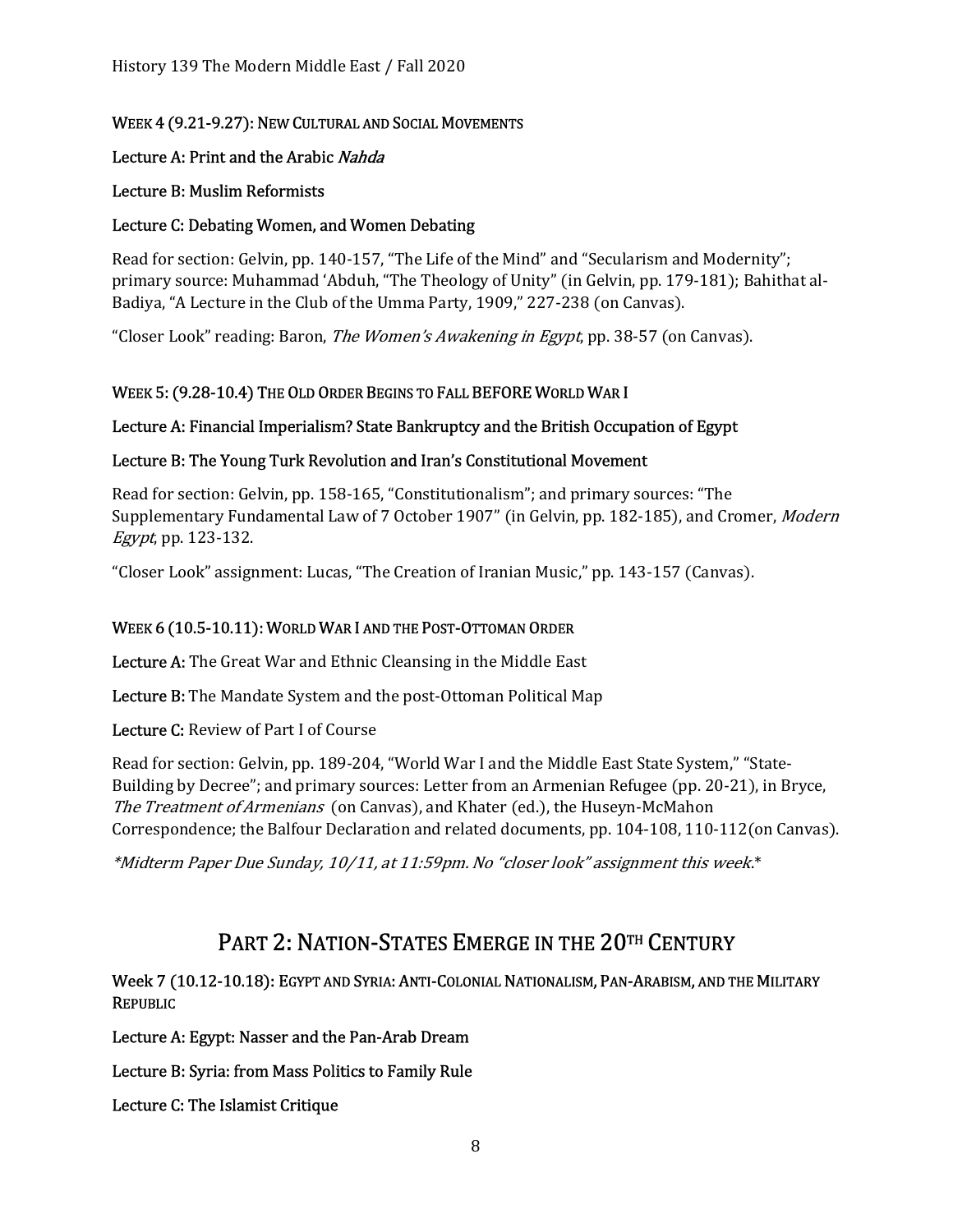#### WEEK 4 (9.21-9.27): NEW CULTURAL AND SOCIAL MOVEMENTS

**Lecture A: Print and the Arabic *Nahda***

**Lecture B: Muslim Reformists**

**Lecture C: Debating Women, and Women Debating**

Read for section: Gelvin, pp. 140-157, "The Life of the Mind" and "Secularism and Modernity"; primary source: Muhammad 'Abduh, "The Theology of Unity" (in Gelvin, pp. 179-181); Bahithat al-Badiya, "A Lecture in the Club of the Umma Party, 1909," 227-238 (on Canvas).

"Closer Look" reading: Baron, *The Women's Awakening in Egypt*, pp. 38-57 (on Canvas).

#### WEEK 5: (9.28-10.4) THE OLD ORDER BEGINS TO FALL BEFORE WORLD WAR I

**Lecture A: Financial Imperialism? State Bankruptcy and the British Occupation of Egypt**

**Lecture B: The Young Turk Revolution and Iran's Constitutional Movement**

Read for section: Gelvin, pp. 158-165, "Constitutionalism"; and primary sources: "The Supplementary Fundamental Law of 7 October 1907" (in Gelvin, pp. 182-185), and Cromer, *Modern Egypt*, pp. 123-132.

"Closer Look" assignment: Lucas, "The Creation of Iranian Music," pp. 143-157 (Canvas).

#### WEEK 6 (10.5-10.11): WORLD WAR I AND THE POST-OTTOMAN ORDER

**Lecture A:** The Great War and Ethnic Cleansing in the Middle East

**Lecture B:** The Mandate System and the post-Ottoman Political Map

**Lecture C:** Review of Part I of Course

Read for section: Gelvin, pp. 189-204, "World War I and the Middle East State System," "State-Building by Decree"; and primary sources: Letter from an Armenian Refugee (pp. 20-21), in Bryce, *The Treatment of Armenians* (on Canvas), and Khater (ed.), the Huseyn-McMahon Correspondence; the Balfour Declaration and related documents, pp. 104-108, 110-112(on Canvas).

*\*Midterm Paper Due Sunday, 10/11, at 11:59pm. No "closer look" assignment this week.\**

## PART 2: NATION-STATES EMERGE IN THE 20TH CENTURY

#### Week 7 (10.12-10.18): EGYPT AND SYRIA: ANTI-COLONIAL NATIONALISM, PAN-ARABISM, AND THE MILITARY REPUBLIC

**Lecture A: Egypt: Nasser and the Pan-Arab Dream**

**Lecture B: Syria: from Mass Politics to Family Rule**

**Lecture C: The Islamist Critique**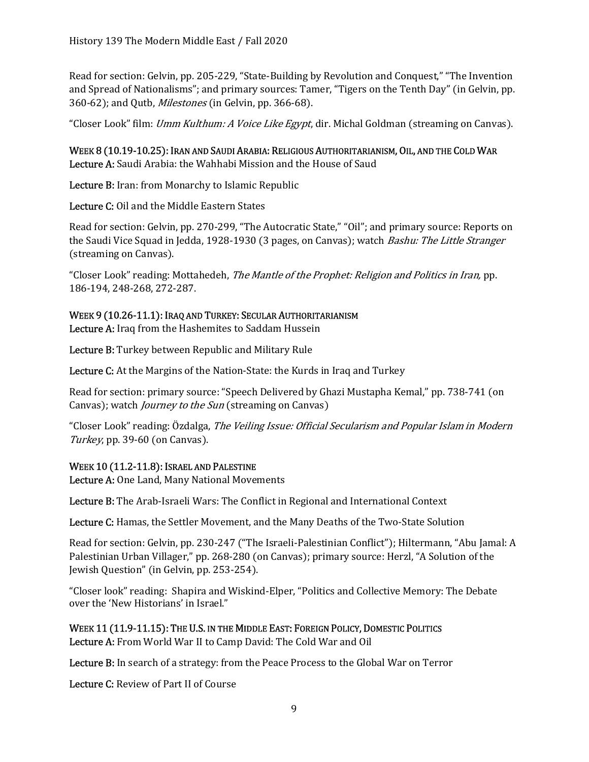Read for section: Gelvin, pp. 205-229, "State-Building by Revolution and Conquest," "The Invention and Spread of Nationalisms"; and primary sources: Tamer, "Tigers on the Tenth Day" (in Gelvin, pp. 360-62); and Qutb, *Milestones* (in Gelvin, pp. 366-68).

"Closer Look" film: *Umm Kulthum: A Voice Like Egypt*, dir. Michal Goldman (streaming on Canvas).

### WEEK 8 (10.19-10.25): IRAN AND SAUDI ARABIA: RELIGIOUS AUTHORITARIANISM, OIL, AND THE COLD WAR

**Lecture A:** Saudi Arabia: the Wahhabi Mission and the House of Saud

**Lecture B:** Iran: from Monarchy to Islamic Republic

**Lecture C:** Oil and the Middle Eastern States

Read for section: Gelvin, pp. 270-299, "The Autocratic State," "Oil"; and primary source: Reports on the Saudi Vice Squad in Jedda, 1928-1930 (3 pages, on Canvas); watch *Bashu: The Little Stranger* (streaming on Canvas).

"Closer Look" reading: Mottahedeh, *The Mantle of the Prophet: Religion and Politics in Iran,* pp. 186-194, 248-268, 272-287.

### WEEK 9 (10.26-11.1): IRAQ AND TURKEY: SECULAR AUTHORITARIANISM

**Lecture A:** Iraq from the Hashemites to Saddam Hussein

**Lecture B:** Turkey between Republic and Military Rule

**Lecture C:** At the Margins of the Nation-State: the Kurds in Iraq and Turkey

Read for section: primary source: "Speech Delivered by Ghazi Mustapha Kemal," pp. 738-741 (on Canvas); watch *Journey to the Sun* (streaming on Canvas)

"Closer Look" reading: Özdalga, *The Veiling Issue: Official Secularism and Popular Islam in Modern Turkey*, pp. 39-60 (on Canvas).

### WEEK 10 (11.2-11.8): ISRAEL AND PALESTINE

**Lecture A:** One Land, Many National Movements

**Lecture B:** The Arab-Israeli Wars: The Conflict in Regional and International Context

**Lecture C:** Hamas, the Settler Movement, and the Many Deaths of the Two-State Solution

Read for section: Gelvin, pp. 230-247 ("The Israeli-Palestinian Conflict"); Hiltermann, "Abu Jamal: A Palestinian Urban Villager," pp. 268-280 (on Canvas); primary source: Herzl, "A Solution of the Jewish Question" (in Gelvin, pp. 253-254).

"Closer look" reading: Shapira and Wiskind-Elper, "Politics and Collective Memory: The Debate over the 'New Historians' in Israel."

### WEEK 11 (11.9-11.15): THE U.S. IN THE MIDDLE EAST: FOREIGN POLICY, DOMESTIC POLITICS

**Lecture A:** From World War II to Camp David: The Cold War and Oil

**Lecture B:** In search of a strategy: from the Peace Process to the Global War on Terror

**Lecture C:** Review of Part II of Course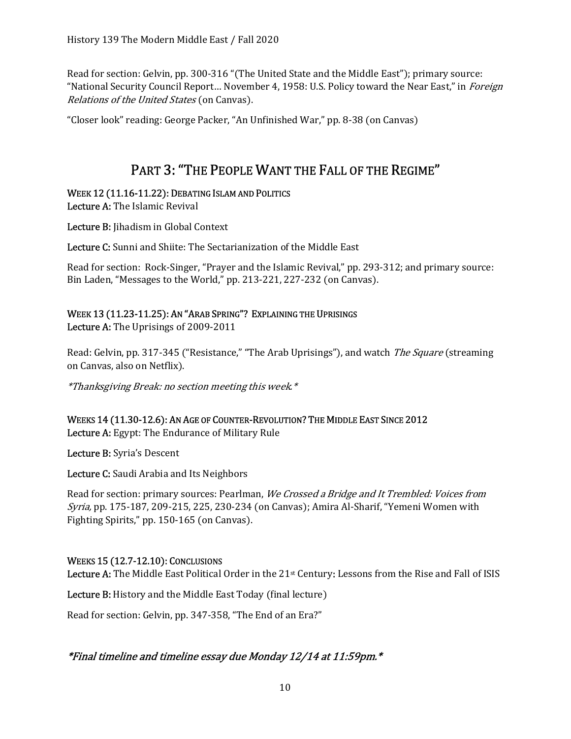Read for section: Gelvin, pp. 300-316 "(The United State and the Middle East"); primary source: "National Security Council Report… November 4, 1958: U.S. Policy toward the Near East," in *Foreign Relations of the United States* (on Canvas).

"Closer look" reading: George Packer, "An Unfinished War," pp. 8-38 (on Canvas)

# PART 3: "THE PEOPLE WANT THE FALL OF THE REGIME"

**WEEK 12 (11.16-11.22): DEBATING ISLAM AND POLITICS**
**Lecture A:** The Islamic Revival

**Lecture B:** Jihadism in Global Context

**Lecture C:** Sunni and Shiite: The Sectarianization of the Middle East

Read for section: Rock-Singer, "Prayer and the Islamic Revival," pp. 293-312; and primary source: Bin Laden, "Messages to the World," pp. 213-221, 227-232 (on Canvas).

**WEEK 13 (11.23-11.25): AN "ARAB SPRING"? EXPLAINING THE UPRISINGS**
**Lecture A:** The Uprisings of 2009-2011

Read: Gelvin, pp. 317-345 ("Resistance," "The Arab Uprisings"), and watch *The Square* (streaming on Canvas, also on Netflix).

*\*Thanksgiving Break: no section meeting this week.\**

**WEEKS 14 (11.30-12.6): AN AGE OF COUNTER-REVOLUTION? THE MIDDLE EAST SINCE 2012**
**Lecture A:** Egypt: The Endurance of Military Rule

**Lecture B:** Syria's Descent

**Lecture C:** Saudi Arabia and Its Neighbors

Read for section: primary sources: Pearlman, *We Crossed a Bridge and It Trembled: Voices from Syria,* pp. 175-187, 209-215, 225, 230-234 (on Canvas); Amira Al-Sharif, "Yemeni Women with Fighting Spirits," pp. 150-165 (on Canvas).

**WEEKS 15 (12.7-12.10): CONCLUSIONS**
**Lecture A:** The Middle East Political Order in the 21st Century: Lessons from the Rise and Fall of ISIS

**Lecture B:** History and the Middle East Today (final lecture)

Read for section: Gelvin, pp. 347-358, "The End of an Era?"

*\*Final timeline and timeline essay due Monday 12/14 at 11:59pm.\**